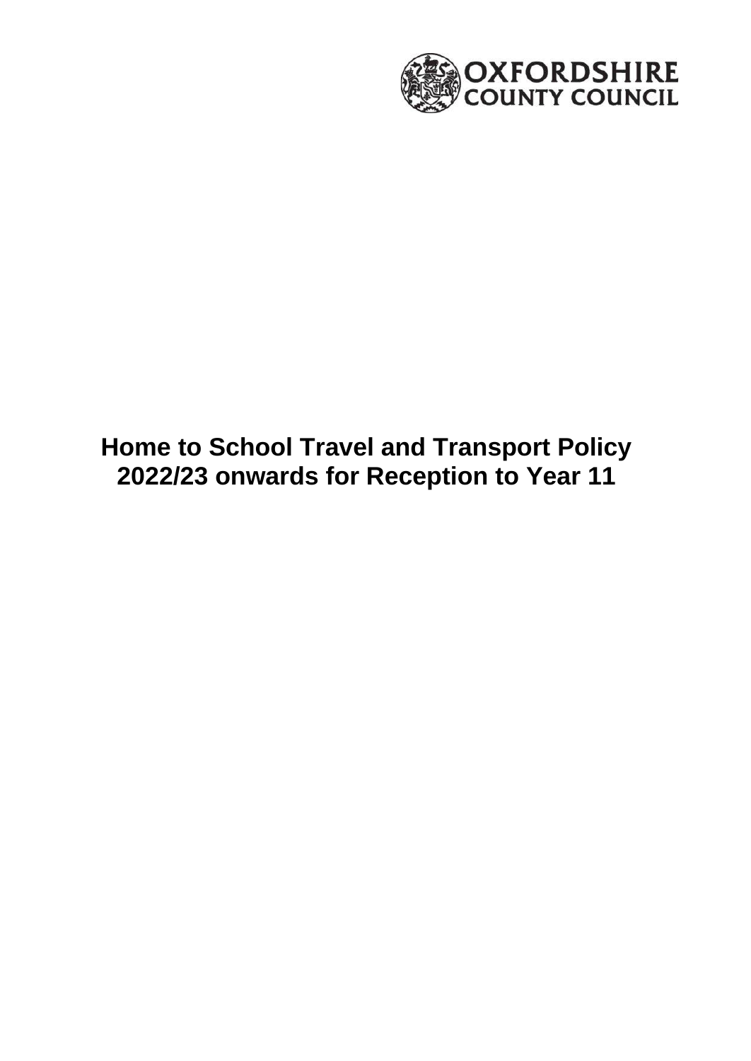OXFORDSHIRE COUNTY COUNCIL

# Home to School Travel and Transport Policy 2022/23 onwards for Reception to Year 11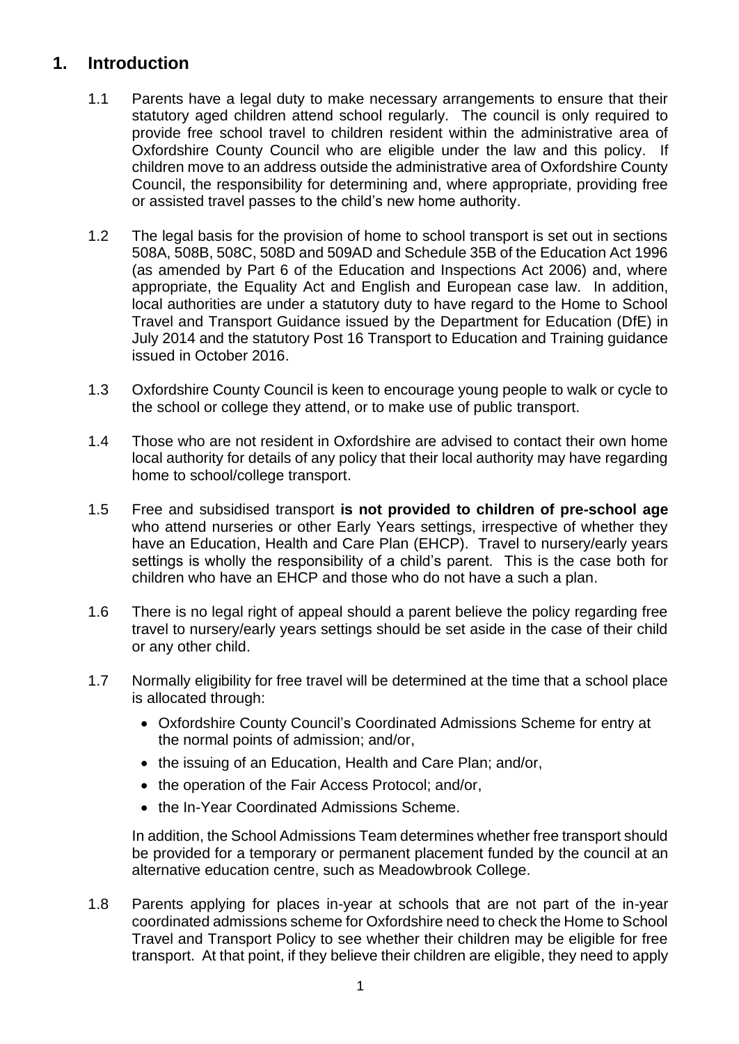## 1. Introduction

1.1 Parents have a legal duty to make necessary arrangements to ensure that their statutory aged children attend school regularly. The council is only required to provide free school travel to children resident within the administrative area of Oxfordshire County Council who are eligible under the law and this policy. If children move to an address outside the administrative area of Oxfordshire County Council, the responsibility for determining and, where appropriate, providing free or assisted travel passes to the child's new home authority.

1.2 The legal basis for the provision of home to school transport is set out in sections 508A, 508B, 508C, 508D and 509AD and Schedule 35B of the Education Act 1996 (as amended by Part 6 of the Education and Inspections Act 2006) and, where appropriate, the Equality Act and English and European case law. In addition, local authorities are under a statutory duty to have regard to the Home to School Travel and Transport Guidance issued by the Department for Education (DfE) in July 2014 and the statutory Post 16 Transport to Education and Training guidance issued in October 2016.

1.3 Oxfordshire County Council is keen to encourage young people to walk or cycle to the school or college they attend, or to make use of public transport.

1.4 Those who are not resident in Oxfordshire are advised to contact their own home local authority for details of any policy that their local authority may have regarding home to school/college transport.

1.5 Free and subsidised transport **is not provided to children of pre-school age** who attend nurseries or other Early Years settings, irrespective of whether they have an Education, Health and Care Plan (EHCP). Travel to nursery/early years settings is wholly the responsibility of a child's parent. This is the case both for children who have an EHCP and those who do not have a such a plan.

1.6 There is no legal right of appeal should a parent believe the policy regarding free travel to nursery/early years settings should be set aside in the case of their child or any other child.

1.7 Normally eligibility for free travel will be determined at the time that a school place is allocated through:

- Oxfordshire County Council's Coordinated Admissions Scheme for entry at the normal points of admission; and/or,
- the issuing of an Education, Health and Care Plan; and/or,
- the operation of the Fair Access Protocol; and/or,
- the In-Year Coordinated Admissions Scheme.

In addition, the School Admissions Team determines whether free transport should be provided for a temporary or permanent placement funded by the council at an alternative education centre, such as Meadowbrook College.

1.8 Parents applying for places in-year at schools that are not part of the in-year coordinated admissions scheme for Oxfordshire need to check the Home to School Travel and Transport Policy to see whether their children may be eligible for free transport. At that point, if they believe their children are eligible, they need to apply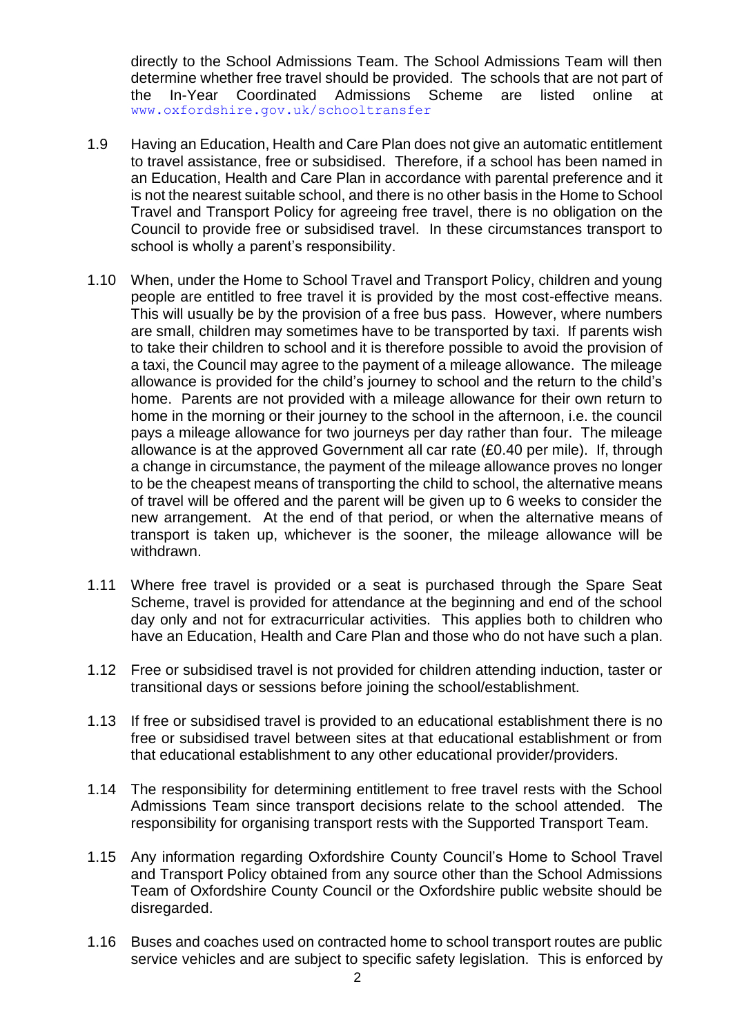directly to the School Admissions Team. The School Admissions Team will then determine whether free travel should be provided. The schools that are not part of the In-Year Coordinated Admissions Scheme are listed online at www.oxfordshire.gov.uk/schooltransfer

1.9 Having an Education, Health and Care Plan does not give an automatic entitlement to travel assistance, free or subsidised. Therefore, if a school has been named in an Education, Health and Care Plan in accordance with parental preference and it is not the nearest suitable school, and there is no other basis in the Home to School Travel and Transport Policy for agreeing free travel, there is no obligation on the Council to provide free or subsidised travel. In these circumstances transport to school is wholly a parent's responsibility.

1.10 When, under the Home to School Travel and Transport Policy, children and young people are entitled to free travel it is provided by the most cost-effective means. This will usually be by the provision of a free bus pass. However, where numbers are small, children may sometimes have to be transported by taxi. If parents wish to take their children to school and it is therefore possible to avoid the provision of a taxi, the Council may agree to the payment of a mileage allowance. The mileage allowance is provided for the child's journey to school and the return to the child's home. Parents are not provided with a mileage allowance for their own return to home in the morning or their journey to the school in the afternoon, i.e. the council pays a mileage allowance for two journeys per day rather than four. The mileage allowance is at the approved Government all car rate (£0.40 per mile). If, through a change in circumstance, the payment of the mileage allowance proves no longer to be the cheapest means of transporting the child to school, the alternative means of travel will be offered and the parent will be given up to 6 weeks to consider the new arrangement. At the end of that period, or when the alternative means of transport is taken up, whichever is the sooner, the mileage allowance will be withdrawn.

1.11 Where free travel is provided or a seat is purchased through the Spare Seat Scheme, travel is provided for attendance at the beginning and end of the school day only and not for extracurricular activities. This applies both to children who have an Education, Health and Care Plan and those who do not have such a plan.

1.12 Free or subsidised travel is not provided for children attending induction, taster or transitional days or sessions before joining the school/establishment.

1.13 If free or subsidised travel is provided to an educational establishment there is no free or subsidised travel between sites at that educational establishment or from that educational establishment to any other educational provider/providers.

1.14 The responsibility for determining entitlement to free travel rests with the School Admissions Team since transport decisions relate to the school attended. The responsibility for organising transport rests with the Supported Transport Team.

1.15 Any information regarding Oxfordshire County Council's Home to School Travel and Transport Policy obtained from any source other than the School Admissions Team of Oxfordshire County Council or the Oxfordshire public website should be disregarded.

1.16 Buses and coaches used on contracted home to school transport routes are public service vehicles and are subject to specific safety legislation. This is enforced by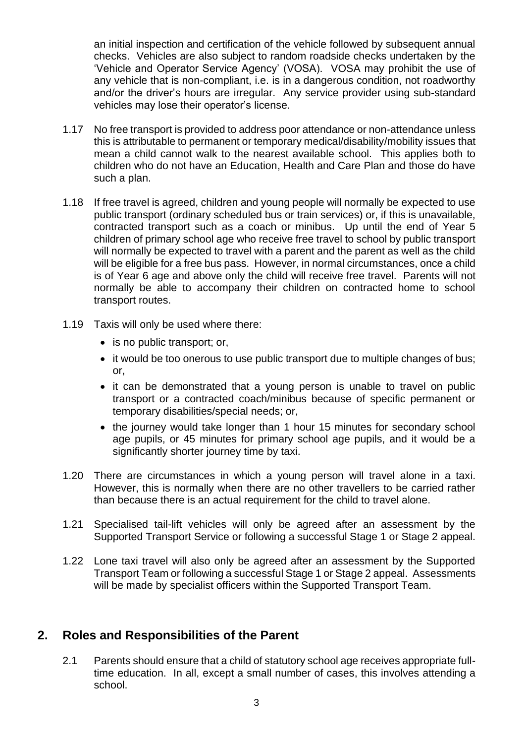an initial inspection and certification of the vehicle followed by subsequent annual checks. Vehicles are also subject to random roadside checks undertaken by the 'Vehicle and Operator Service Agency' (VOSA). VOSA may prohibit the use of any vehicle that is non-compliant, i.e. is in a dangerous condition, not roadworthy and/or the driver's hours are irregular. Any service provider using sub-standard vehicles may lose their operator's license.

1.17 No free transport is provided to address poor attendance or non-attendance unless this is attributable to permanent or temporary medical/disability/mobility issues that mean a child cannot walk to the nearest available school. This applies both to children who do not have an Education, Health and Care Plan and those do have such a plan.

1.18 If free travel is agreed, children and young people will normally be expected to use public transport (ordinary scheduled bus or train services) or, if this is unavailable, contracted transport such as a coach or minibus. Up until the end of Year 5 children of primary school age who receive free travel to school by public transport will normally be expected to travel with a parent and the parent as well as the child will be eligible for a free bus pass. However, in normal circumstances, once a child is of Year 6 age and above only the child will receive free travel. Parents will not normally be able to accompany their children on contracted home to school transport routes.

1.19 Taxis will only be used where there:

- is no public transport; or,
- it would be too onerous to use public transport due to multiple changes of bus; or,
- it can be demonstrated that a young person is unable to travel on public transport or a contracted coach/minibus because of specific permanent or temporary disabilities/special needs; or,
- the journey would take longer than 1 hour 15 minutes for secondary school age pupils, or 45 minutes for primary school age pupils, and it would be a significantly shorter journey time by taxi.

1.20 There are circumstances in which a young person will travel alone in a taxi. However, this is normally when there are no other travellers to be carried rather than because there is an actual requirement for the child to travel alone.

1.21 Specialised tail-lift vehicles will only be agreed after an assessment by the Supported Transport Service or following a successful Stage 1 or Stage 2 appeal.

1.22 Lone taxi travel will also only be agreed after an assessment by the Supported Transport Team or following a successful Stage 1 or Stage 2 appeal. Assessments will be made by specialist officers within the Supported Transport Team.

## 2. Roles and Responsibilities of the Parent

2.1 Parents should ensure that a child of statutory school age receives appropriate full-time education. In all, except a small number of cases, this involves attending a school.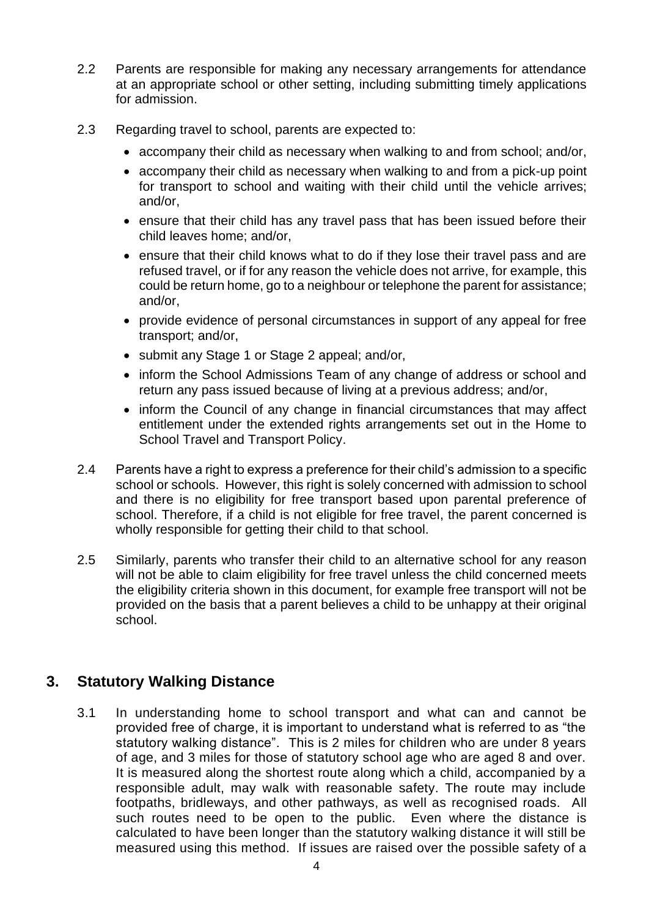2.2 Parents are responsible for making any necessary arrangements for attendance at an appropriate school or other setting, including submitting timely applications for admission.

2.3 Regarding travel to school, parents are expected to:

- accompany their child as necessary when walking to and from school; and/or,
- accompany their child as necessary when walking to and from a pick-up point for transport to school and waiting with their child until the vehicle arrives; and/or,
- ensure that their child has any travel pass that has been issued before their child leaves home; and/or,
- ensure that their child knows what to do if they lose their travel pass and are refused travel, or if for any reason the vehicle does not arrive, for example, this could be return home, go to a neighbour or telephone the parent for assistance; and/or,
- provide evidence of personal circumstances in support of any appeal for free transport; and/or,
- submit any Stage 1 or Stage 2 appeal; and/or,
- inform the School Admissions Team of any change of address or school and return any pass issued because of living at a previous address; and/or,
- inform the Council of any change in financial circumstances that may affect entitlement under the extended rights arrangements set out in the Home to School Travel and Transport Policy.

2.4 Parents have a right to express a preference for their child's admission to a specific school or schools. However, this right is solely concerned with admission to school and there is no eligibility for free transport based upon parental preference of school. Therefore, if a child is not eligible for free travel, the parent concerned is wholly responsible for getting their child to that school.

2.5 Similarly, parents who transfer their child to an alternative school for any reason will not be able to claim eligibility for free travel unless the child concerned meets the eligibility criteria shown in this document, for example free transport will not be provided on the basis that a parent believes a child to be unhappy at their original school.

## 3. Statutory Walking Distance

3.1 In understanding home to school transport and what can and cannot be provided free of charge, it is important to understand what is referred to as "the statutory walking distance". This is 2 miles for children who are under 8 years of age, and 3 miles for those of statutory school age who are aged 8 and over. It is measured along the shortest route along which a child, accompanied by a responsible adult, may walk with reasonable safety. The route may include footpaths, bridleways, and other pathways, as well as recognised roads. All such routes need to be open to the public. Even where the distance is calculated to have been longer than the statutory walking distance it will still be measured using this method. If issues are raised over the possible safety of a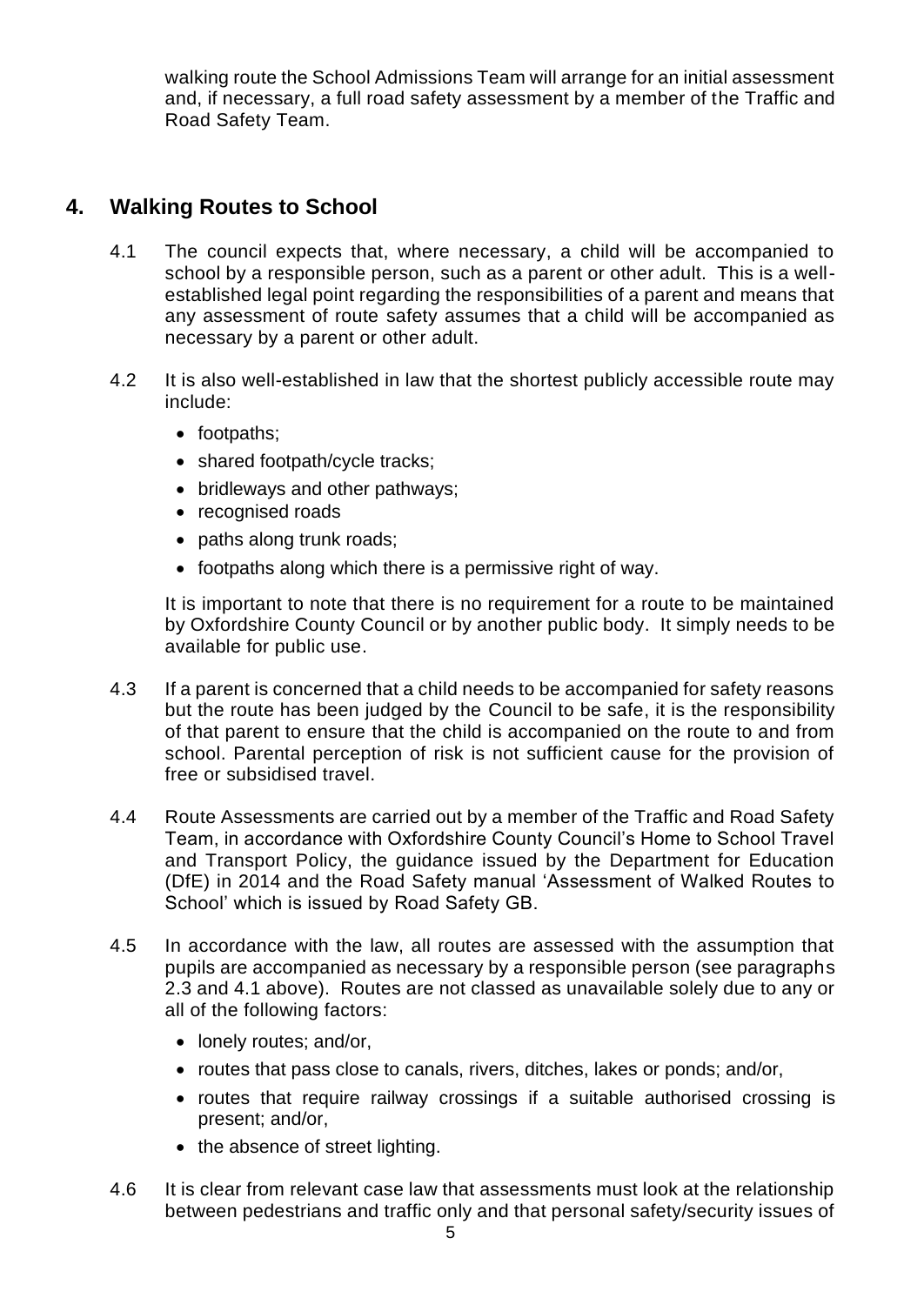walking route the School Admissions Team will arrange for an initial assessment and, if necessary, a full road safety assessment by a member of the Traffic and Road Safety Team.

## 4. Walking Routes to School

4.1 The council expects that, where necessary, a child will be accompanied to school by a responsible person, such as a parent or other adult. This is a well-established legal point regarding the responsibilities of a parent and means that any assessment of route safety assumes that a child will be accompanied as necessary by a parent or other adult.

4.2 It is also well-established in law that the shortest publicly accessible route may include:

- footpaths;
- shared footpath/cycle tracks;
- bridleways and other pathways;
- recognised roads
- paths along trunk roads;
- footpaths along which there is a permissive right of way.

It is important to note that there is no requirement for a route to be maintained by Oxfordshire County Council or by another public body. It simply needs to be available for public use.

4.3 If a parent is concerned that a child needs to be accompanied for safety reasons but the route has been judged by the Council to be safe, it is the responsibility of that parent to ensure that the child is accompanied on the route to and from school. Parental perception of risk is not sufficient cause for the provision of free or subsidised travel.

4.4 Route Assessments are carried out by a member of the Traffic and Road Safety Team, in accordance with Oxfordshire County Council's Home to School Travel and Transport Policy, the guidance issued by the Department for Education (DfE) in 2014 and the Road Safety manual 'Assessment of Walked Routes to School' which is issued by Road Safety GB.

4.5 In accordance with the law, all routes are assessed with the assumption that pupils are accompanied as necessary by a responsible person (see paragraphs 2.3 and 4.1 above). Routes are not classed as unavailable solely due to any or all of the following factors:

- lonely routes; and/or,
- routes that pass close to canals, rivers, ditches, lakes or ponds; and/or,
- routes that require railway crossings if a suitable authorised crossing is present; and/or,
- the absence of street lighting.

4.6 It is clear from relevant case law that assessments must look at the relationship between pedestrians and traffic only and that personal safety/security issues of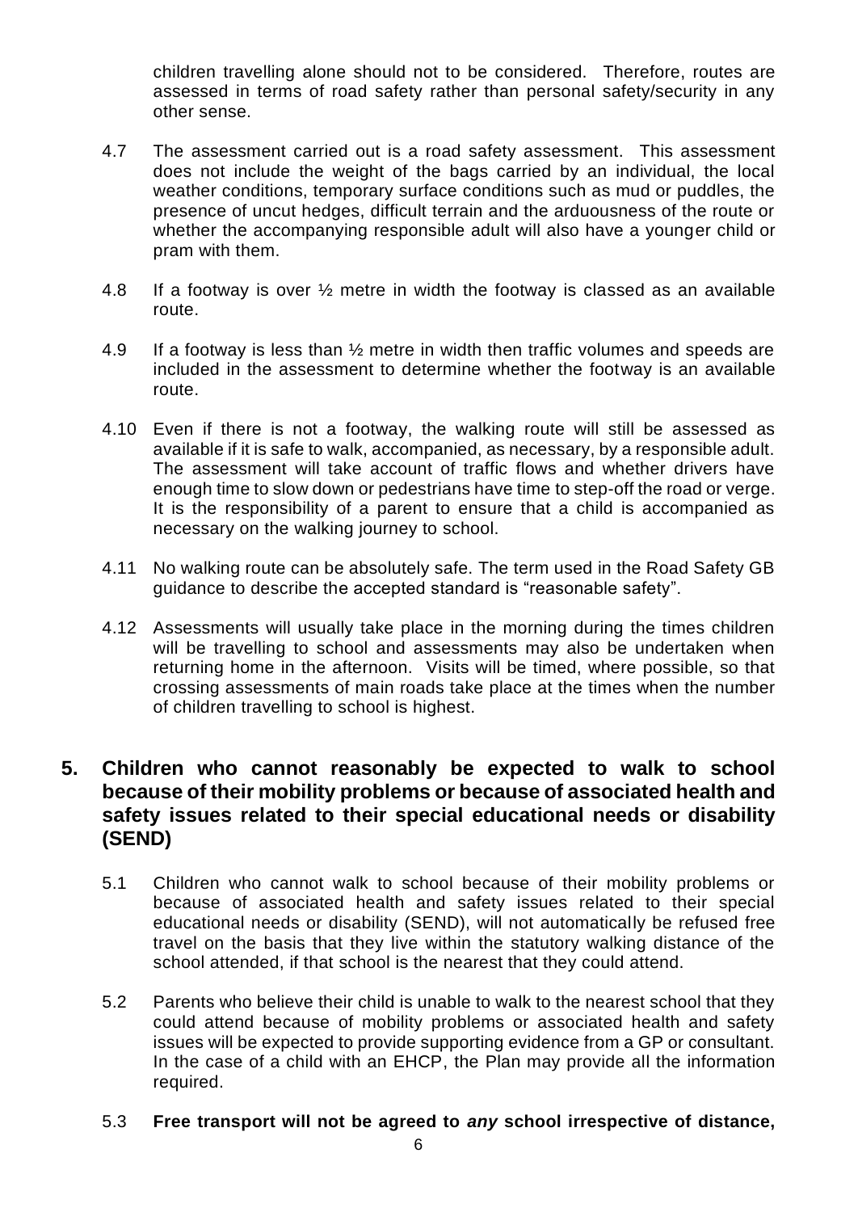children travelling alone should not to be considered. Therefore, routes are assessed in terms of road safety rather than personal safety/security in any other sense.

4.7 The assessment carried out is a road safety assessment. This assessment does not include the weight of the bags carried by an individual, the local weather conditions, temporary surface conditions such as mud or puddles, the presence of uncut hedges, difficult terrain and the arduousness of the route or whether the accompanying responsible adult will also have a younger child or pram with them.

4.8 If a footway is over ½ metre in width the footway is classed as an available route.

4.9 If a footway is less than ½ metre in width then traffic volumes and speeds are included in the assessment to determine whether the footway is an available route.

4.10 Even if there is not a footway, the walking route will still be assessed as available if it is safe to walk, accompanied, as necessary, by a responsible adult. The assessment will take account of traffic flows and whether drivers have enough time to slow down or pedestrians have time to step-off the road or verge. It is the responsibility of a parent to ensure that a child is accompanied as necessary on the walking journey to school.

4.11 No walking route can be absolutely safe. The term used in the Road Safety GB guidance to describe the accepted standard is "reasonable safety".

4.12 Assessments will usually take place in the morning during the times children will be travelling to school and assessments may also be undertaken when returning home in the afternoon. Visits will be timed, where possible, so that crossing assessments of main roads take place at the times when the number of children travelling to school is highest.

## 5. Children who cannot reasonably be expected to walk to school because of their mobility problems or because of associated health and safety issues related to their special educational needs or disability (SEND)

5.1 Children who cannot walk to school because of their mobility problems or because of associated health and safety issues related to their special educational needs or disability (SEND), will not automatically be refused free travel on the basis that they live within the statutory walking distance of the school attended, if that school is the nearest that they could attend.

5.2 Parents who believe their child is unable to walk to the nearest school that they could attend because of mobility problems or associated health and safety issues will be expected to provide supporting evidence from a GP or consultant. In the case of a child with an EHCP, the Plan may provide all the information required.

5.3 **Free transport will not be agreed to *any* school irrespective of distance,**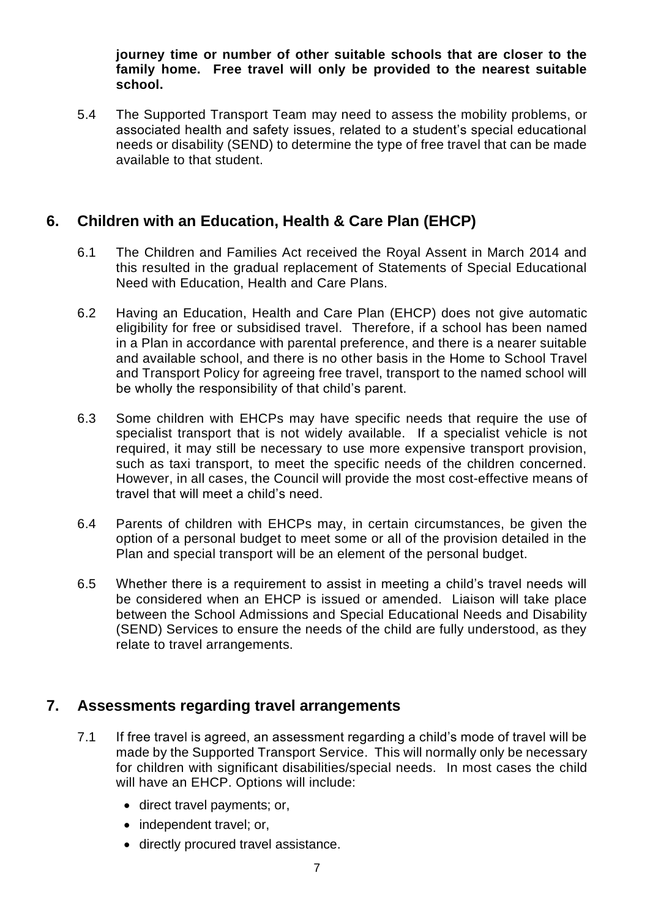**journey time or number of other suitable schools that are closer to the family home. Free travel will only be provided to the nearest suitable school.**

5.4 The Supported Transport Team may need to assess the mobility problems, or associated health and safety issues, related to a student's special educational needs or disability (SEND) to determine the type of free travel that can be made available to that student.

## 6. Children with an Education, Health & Care Plan (EHCP)

6.1 The Children and Families Act received the Royal Assent in March 2014 and this resulted in the gradual replacement of Statements of Special Educational Need with Education, Health and Care Plans.

6.2 Having an Education, Health and Care Plan (EHCP) does not give automatic eligibility for free or subsidised travel. Therefore, if a school has been named in a Plan in accordance with parental preference, and there is a nearer suitable and available school, and there is no other basis in the Home to School Travel and Transport Policy for agreeing free travel, transport to the named school will be wholly the responsibility of that child's parent.

6.3 Some children with EHCPs may have specific needs that require the use of specialist transport that is not widely available. If a specialist vehicle is not required, it may still be necessary to use more expensive transport provision, such as taxi transport, to meet the specific needs of the children concerned. However, in all cases, the Council will provide the most cost-effective means of travel that will meet a child's need.

6.4 Parents of children with EHCPs may, in certain circumstances, be given the option of a personal budget to meet some or all of the provision detailed in the Plan and special transport will be an element of the personal budget.

6.5 Whether there is a requirement to assist in meeting a child's travel needs will be considered when an EHCP is issued or amended. Liaison will take place between the School Admissions and Special Educational Needs and Disability (SEND) Services to ensure the needs of the child are fully understood, as they relate to travel arrangements.

## 7. Assessments regarding travel arrangements

7.1 If free travel is agreed, an assessment regarding a child's mode of travel will be made by the Supported Transport Service. This will normally only be necessary for children with significant disabilities/special needs. In most cases the child will have an EHCP. Options will include:

- direct travel payments; or,
- independent travel; or,
- directly procured travel assistance.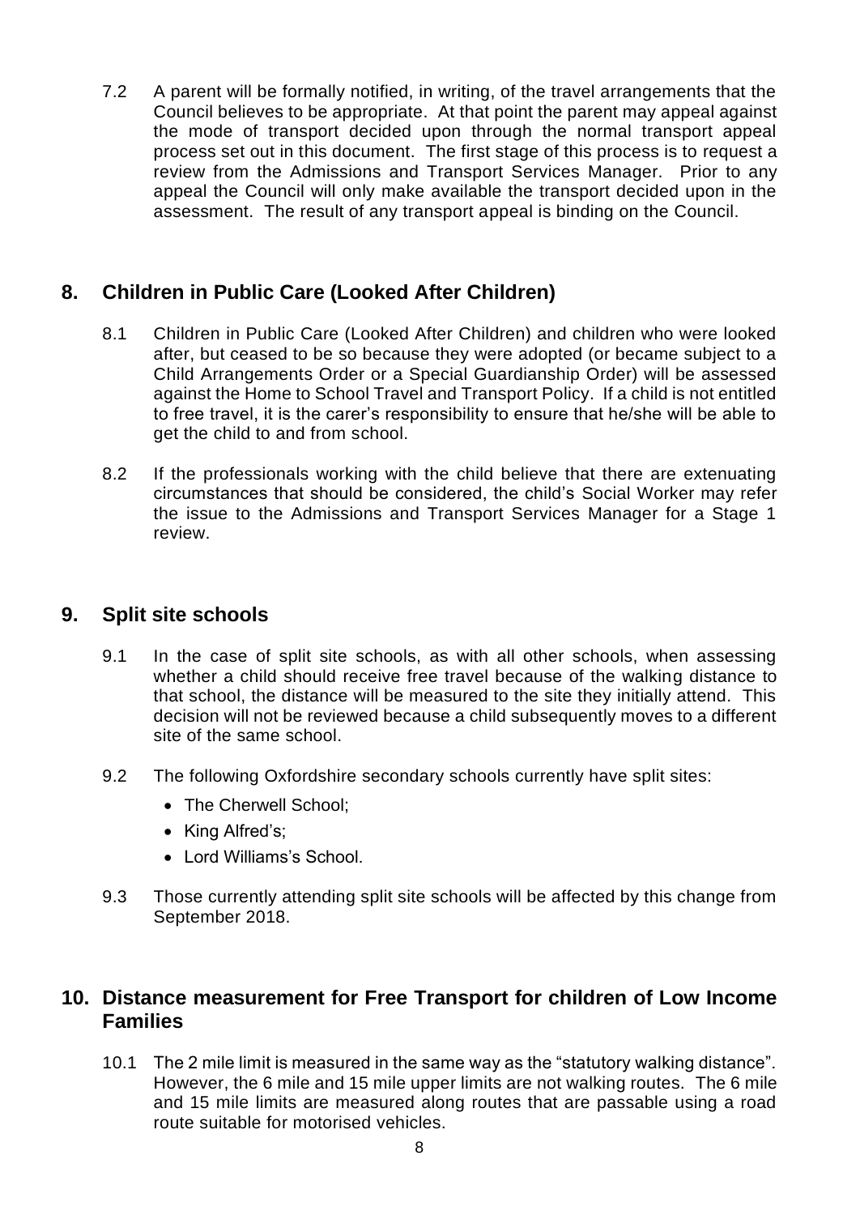7.2 A parent will be formally notified, in writing, of the travel arrangements that the Council believes to be appropriate. At that point the parent may appeal against the mode of transport decided upon through the normal transport appeal process set out in this document. The first stage of this process is to request a review from the Admissions and Transport Services Manager. Prior to any appeal the Council will only make available the transport decided upon in the assessment. The result of any transport appeal is binding on the Council.

## 8. Children in Public Care (Looked After Children)

8.1 Children in Public Care (Looked After Children) and children who were looked after, but ceased to be so because they were adopted (or became subject to a Child Arrangements Order or a Special Guardianship Order) will be assessed against the Home to School Travel and Transport Policy. If a child is not entitled to free travel, it is the carer's responsibility to ensure that he/she will be able to get the child to and from school.

8.2 If the professionals working with the child believe that there are extenuating circumstances that should be considered, the child's Social Worker may refer the issue to the Admissions and Transport Services Manager for a Stage 1 review.

## 9. Split site schools

9.1 In the case of split site schools, as with all other schools, when assessing whether a child should receive free travel because of the walking distance to that school, the distance will be measured to the site they initially attend. This decision will not be reviewed because a child subsequently moves to a different site of the same school.

9.2 The following Oxfordshire secondary schools currently have split sites:

- The Cherwell School;
- King Alfred's;
- Lord Williams's School.

9.3 Those currently attending split site schools will be affected by this change from September 2018.

## 10. Distance measurement for Free Transport for children of Low Income Families

10.1 The 2 mile limit is measured in the same way as the "statutory walking distance". However, the 6 mile and 15 mile upper limits are not walking routes. The 6 mile and 15 mile limits are measured along routes that are passable using a road route suitable for motorised vehicles.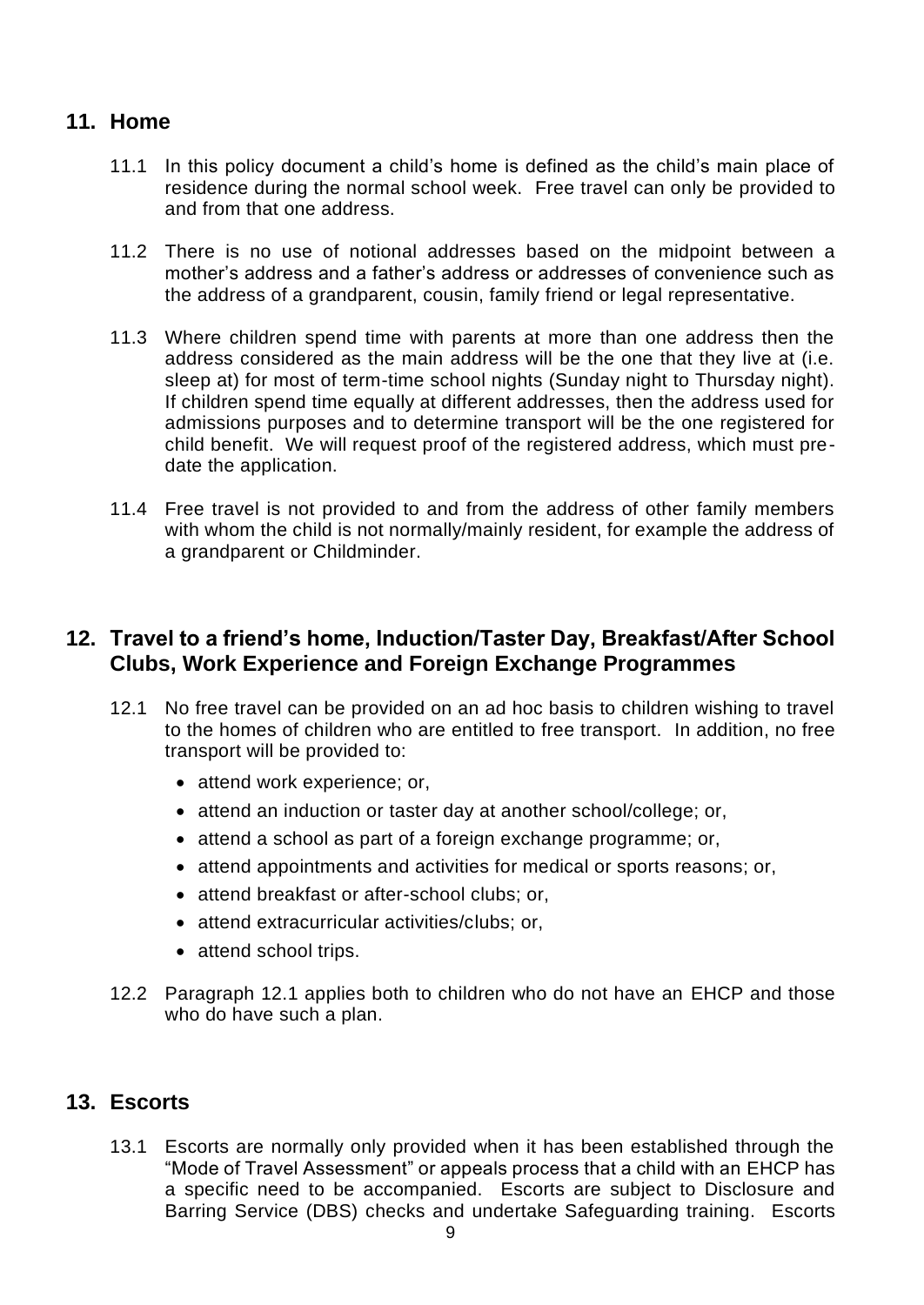## 11. Home

11.1 In this policy document a child's home is defined as the child's main place of residence during the normal school week. Free travel can only be provided to and from that one address.

11.2 There is no use of notional addresses based on the midpoint between a mother's address and a father's address or addresses of convenience such as the address of a grandparent, cousin, family friend or legal representative.

11.3 Where children spend time with parents at more than one address then the address considered as the main address will be the one that they live at (i.e. sleep at) for most of term-time school nights (Sunday night to Thursday night). If children spend time equally at different addresses, then the address used for admissions purposes and to determine transport will be the one registered for child benefit. We will request proof of the registered address, which must pre-date the application.

11.4 Free travel is not provided to and from the address of other family members with whom the child is not normally/mainly resident, for example the address of a grandparent or Childminder.

## 12. Travel to a friend's home, Induction/Taster Day, Breakfast/After School Clubs, Work Experience and Foreign Exchange Programmes

12.1 No free travel can be provided on an ad hoc basis to children wishing to travel to the homes of children who are entitled to free transport. In addition, no free transport will be provided to:

- attend work experience; or,
- attend an induction or taster day at another school/college; or,
- attend a school as part of a foreign exchange programme; or,
- attend appointments and activities for medical or sports reasons; or,
- attend breakfast or after-school clubs; or,
- attend extracurricular activities/clubs; or,
- attend school trips.

12.2 Paragraph 12.1 applies both to children who do not have an EHCP and those who do have such a plan.

## 13. Escorts

13.1 Escorts are normally only provided when it has been established through the "Mode of Travel Assessment" or appeals process that a child with an EHCP has a specific need to be accompanied. Escorts are subject to Disclosure and Barring Service (DBS) checks and undertake Safeguarding training. Escorts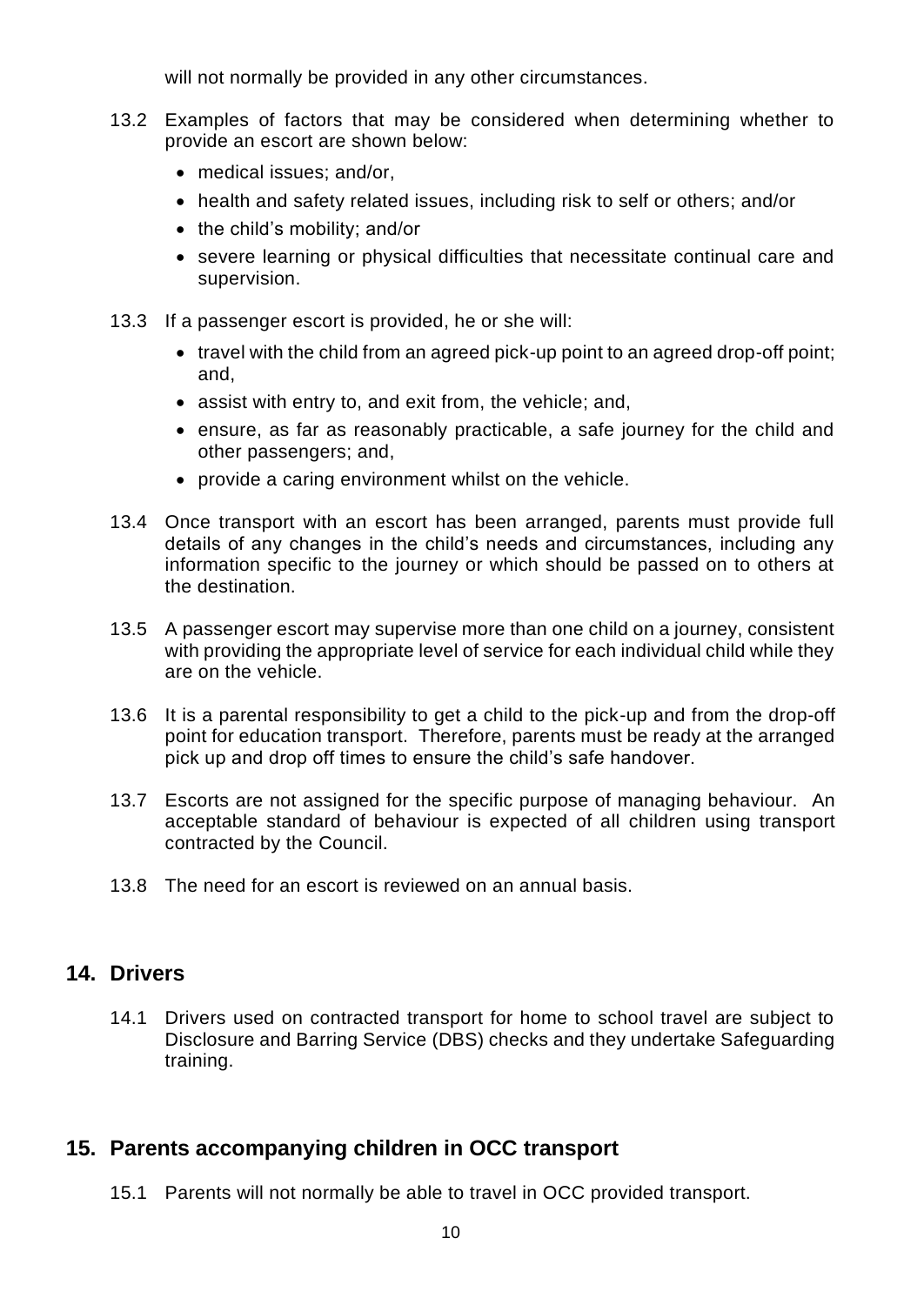will not normally be provided in any other circumstances.

13.2 Examples of factors that may be considered when determining whether to provide an escort are shown below:

- medical issues; and/or,
- health and safety related issues, including risk to self or others; and/or
- the child's mobility; and/or
- severe learning or physical difficulties that necessitate continual care and supervision.

13.3 If a passenger escort is provided, he or she will:

- travel with the child from an agreed pick-up point to an agreed drop-off point; and,
- assist with entry to, and exit from, the vehicle; and,
- ensure, as far as reasonably practicable, a safe journey for the child and other passengers; and,
- provide a caring environment whilst on the vehicle.

13.4 Once transport with an escort has been arranged, parents must provide full details of any changes in the child's needs and circumstances, including any information specific to the journey or which should be passed on to others at the destination.

13.5 A passenger escort may supervise more than one child on a journey, consistent with providing the appropriate level of service for each individual child while they are on the vehicle.

13.6 It is a parental responsibility to get a child to the pick-up and from the drop-off point for education transport. Therefore, parents must be ready at the arranged pick up and drop off times to ensure the child's safe handover.

13.7 Escorts are not assigned for the specific purpose of managing behaviour. An acceptable standard of behaviour is expected of all children using transport contracted by the Council.

13.8 The need for an escort is reviewed on an annual basis.

## 14. Drivers

14.1 Drivers used on contracted transport for home to school travel are subject to Disclosure and Barring Service (DBS) checks and they undertake Safeguarding training.

## 15. Parents accompanying children in OCC transport

15.1 Parents will not normally be able to travel in OCC provided transport.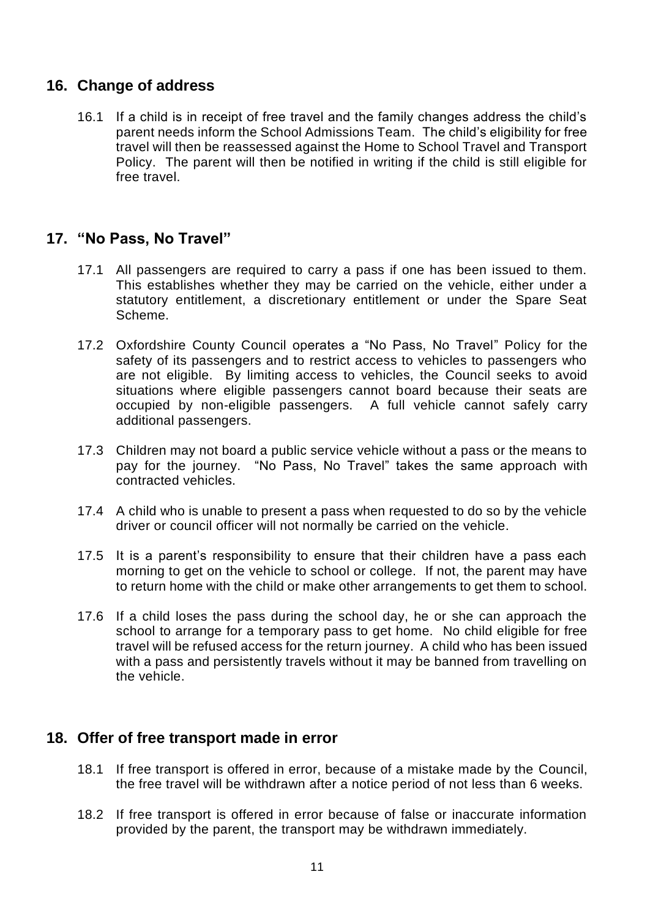## 16. Change of address

16.1 If a child is in receipt of free travel and the family changes address the child's parent needs inform the School Admissions Team. The child's eligibility for free travel will then be reassessed against the Home to School Travel and Transport Policy. The parent will then be notified in writing if the child is still eligible for free travel.

## 17. "No Pass, No Travel"

17.1 All passengers are required to carry a pass if one has been issued to them. This establishes whether they may be carried on the vehicle, either under a statutory entitlement, a discretionary entitlement or under the Spare Seat Scheme.

17.2 Oxfordshire County Council operates a "No Pass, No Travel" Policy for the safety of its passengers and to restrict access to vehicles to passengers who are not eligible. By limiting access to vehicles, the Council seeks to avoid situations where eligible passengers cannot board because their seats are occupied by non-eligible passengers. A full vehicle cannot safely carry additional passengers.

17.3 Children may not board a public service vehicle without a pass or the means to pay for the journey. "No Pass, No Travel" takes the same approach with contracted vehicles.

17.4 A child who is unable to present a pass when requested to do so by the vehicle driver or council officer will not normally be carried on the vehicle.

17.5 It is a parent's responsibility to ensure that their children have a pass each morning to get on the vehicle to school or college. If not, the parent may have to return home with the child or make other arrangements to get them to school.

17.6 If a child loses the pass during the school day, he or she can approach the school to arrange for a temporary pass to get home. No child eligible for free travel will be refused access for the return journey. A child who has been issued with a pass and persistently travels without it may be banned from travelling on the vehicle.

## 18. Offer of free transport made in error

18.1 If free transport is offered in error, because of a mistake made by the Council, the free travel will be withdrawn after a notice period of not less than 6 weeks.

18.2 If free transport is offered in error because of false or inaccurate information provided by the parent, the transport may be withdrawn immediately.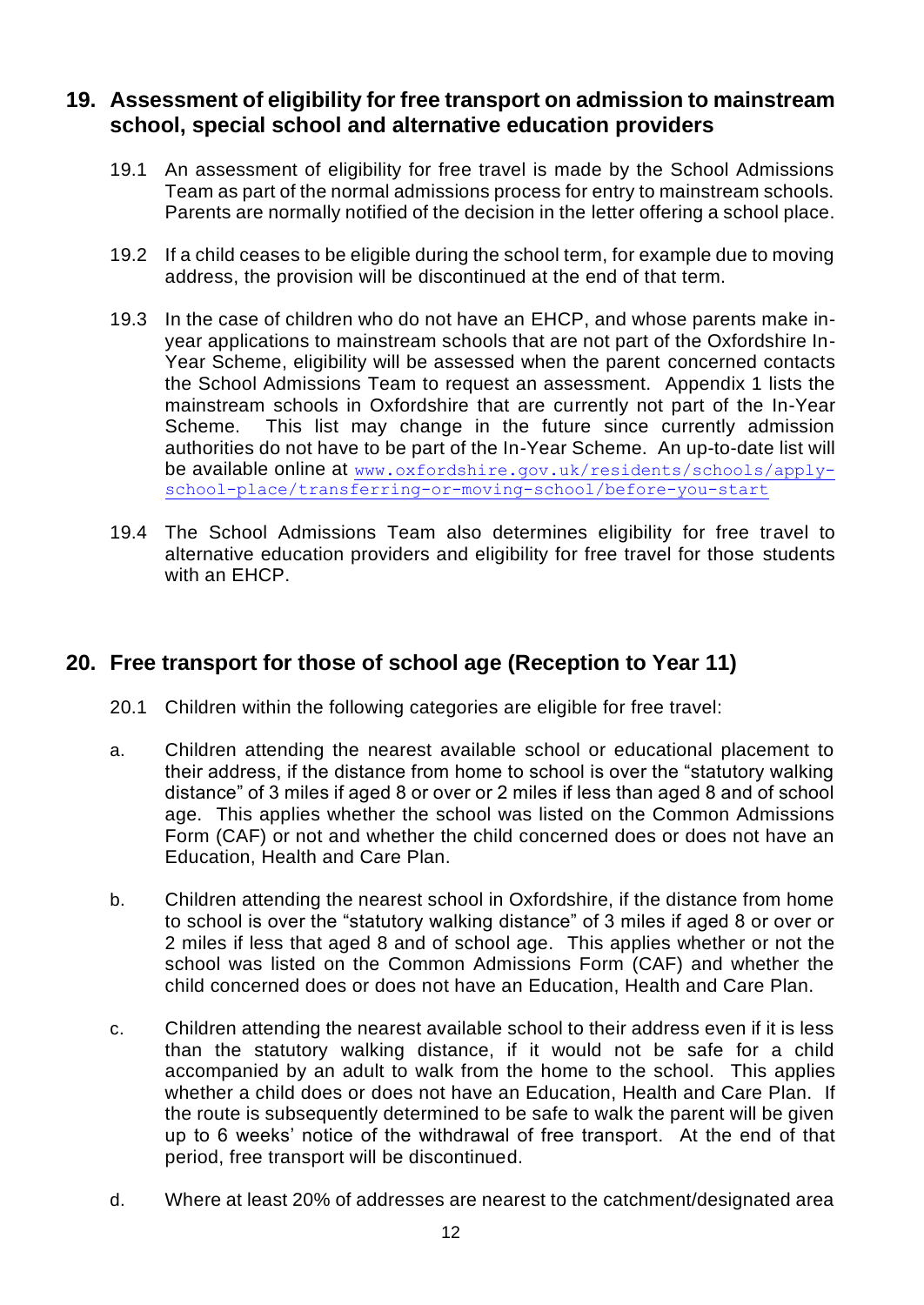## 19. Assessment of eligibility for free transport on admission to mainstream school, special school and alternative education providers

19.1 An assessment of eligibility for free travel is made by the School Admissions Team as part of the normal admissions process for entry to mainstream schools. Parents are normally notified of the decision in the letter offering a school place.

19.2 If a child ceases to be eligible during the school term, for example due to moving address, the provision will be discontinued at the end of that term.

19.3 In the case of children who do not have an EHCP, and whose parents make in-year applications to mainstream schools that are not part of the Oxfordshire In-Year Scheme, eligibility will be assessed when the parent concerned contacts the School Admissions Team to request an assessment. Appendix 1 lists the mainstream schools in Oxfordshire that are currently not part of the In-Year Scheme. This list may change in the future since currently admission authorities do not have to be part of the In-Year Scheme. An up-to-date list will be available online at www.oxfordshire.gov.uk/residents/schools/apply-school-place/transferring-or-moving-school/before-you-start

19.4 The School Admissions Team also determines eligibility for free travel to alternative education providers and eligibility for free travel for those students with an EHCP.

## 20. Free transport for those of school age (Reception to Year 11)

20.1 Children within the following categories are eligible for free travel:

a. Children attending the nearest available school or educational placement to their address, if the distance from home to school is over the "statutory walking distance" of 3 miles if aged 8 or over or 2 miles if less than aged 8 and of school age. This applies whether the school was listed on the Common Admissions Form (CAF) or not and whether the child concerned does or does not have an Education, Health and Care Plan.

b. Children attending the nearest school in Oxfordshire, if the distance from home to school is over the "statutory walking distance" of 3 miles if aged 8 or over or 2 miles if less that aged 8 and of school age. This applies whether or not the school was listed on the Common Admissions Form (CAF) and whether the child concerned does or does not have an Education, Health and Care Plan.

c. Children attending the nearest available school to their address even if it is less than the statutory walking distance, if it would not be safe for a child accompanied by an adult to walk from the home to the school. This applies whether a child does or does not have an Education, Health and Care Plan. If the route is subsequently determined to be safe to walk the parent will be given up to 6 weeks' notice of the withdrawal of free transport. At the end of that period, free transport will be discontinued.

d. Where at least 20% of addresses are nearest to the catchment/designated area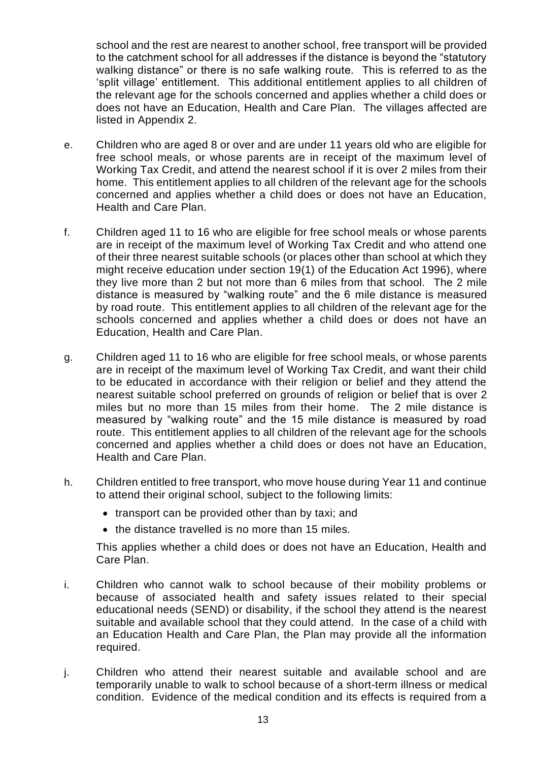school and the rest are nearest to another school, free transport will be provided to the catchment school for all addresses if the distance is beyond the "statutory walking distance" or there is no safe walking route. This is referred to as the 'split village' entitlement. This additional entitlement applies to all children of the relevant age for the schools concerned and applies whether a child does or does not have an Education, Health and Care Plan. The villages affected are listed in Appendix 2.

e. Children who are aged 8 or over and are under 11 years old who are eligible for free school meals, or whose parents are in receipt of the maximum level of Working Tax Credit, and attend the nearest school if it is over 2 miles from their home. This entitlement applies to all children of the relevant age for the schools concerned and applies whether a child does or does not have an Education, Health and Care Plan.

f. Children aged 11 to 16 who are eligible for free school meals or whose parents are in receipt of the maximum level of Working Tax Credit and who attend one of their three nearest suitable schools (or places other than school at which they might receive education under section 19(1) of the Education Act 1996), where they live more than 2 but not more than 6 miles from that school. The 2 mile distance is measured by "walking route" and the 6 mile distance is measured by road route. This entitlement applies to all children of the relevant age for the schools concerned and applies whether a child does or does not have an Education, Health and Care Plan.

g. Children aged 11 to 16 who are eligible for free school meals, or whose parents are in receipt of the maximum level of Working Tax Credit, and want their child to be educated in accordance with their religion or belief and they attend the nearest suitable school preferred on grounds of religion or belief that is over 2 miles but no more than 15 miles from their home. The 2 mile distance is measured by "walking route" and the 15 mile distance is measured by road route. This entitlement applies to all children of the relevant age for the schools concerned and applies whether a child does or does not have an Education, Health and Care Plan.

h. Children entitled to free transport, who move house during Year 11 and continue to attend their original school, subject to the following limits:

   - transport can be provided other than by taxi; and
   - the distance travelled is no more than 15 miles.

   This applies whether a child does or does not have an Education, Health and Care Plan.

i. Children who cannot walk to school because of their mobility problems or because of associated health and safety issues related to their special educational needs (SEND) or disability, if the school they attend is the nearest suitable and available school that they could attend. In the case of a child with an Education Health and Care Plan, the Plan may provide all the information required.

j. Children who attend their nearest suitable and available school and are temporarily unable to walk to school because of a short-term illness or medical condition. Evidence of the medical condition and its effects is required from a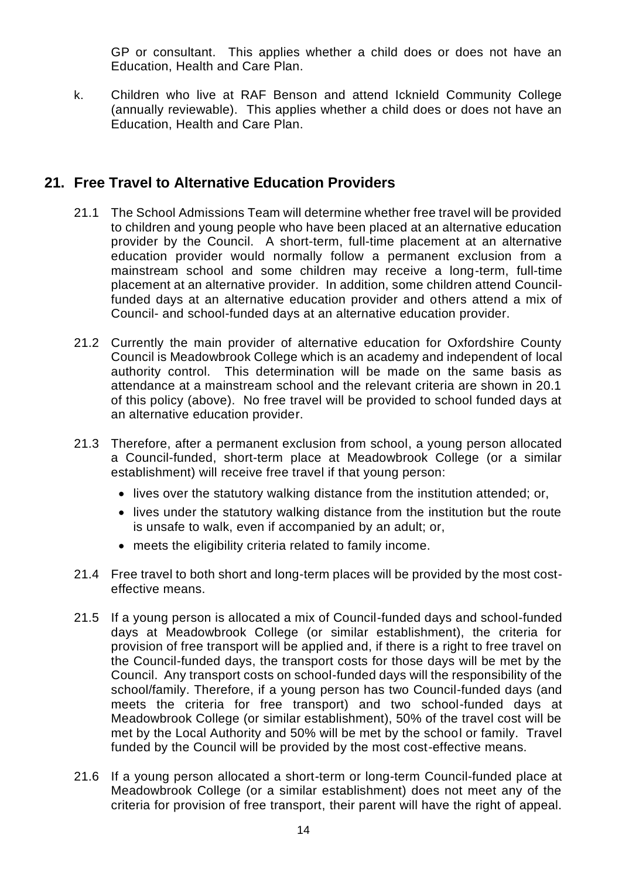GP or consultant. This applies whether a child does or does not have an Education, Health and Care Plan.

k. Children who live at RAF Benson and attend Icknield Community College (annually reviewable). This applies whether a child does or does not have an Education, Health and Care Plan.

## 21. Free Travel to Alternative Education Providers

21.1 The School Admissions Team will determine whether free travel will be provided to children and young people who have been placed at an alternative education provider by the Council. A short-term, full-time placement at an alternative education provider would normally follow a permanent exclusion from a mainstream school and some children may receive a long-term, full-time placement at an alternative provider. In addition, some children attend Council-funded days at an alternative education provider and others attend a mix of Council- and school-funded days at an alternative education provider.

21.2 Currently the main provider of alternative education for Oxfordshire County Council is Meadowbrook College which is an academy and independent of local authority control. This determination will be made on the same basis as attendance at a mainstream school and the relevant criteria are shown in 20.1 of this policy (above). No free travel will be provided to school funded days at an alternative education provider.

21.3 Therefore, after a permanent exclusion from school, a young person allocated a Council-funded, short-term place at Meadowbrook College (or a similar establishment) will receive free travel if that young person:

- lives over the statutory walking distance from the institution attended; or,
- lives under the statutory walking distance from the institution but the route is unsafe to walk, even if accompanied by an adult; or,
- meets the eligibility criteria related to family income.

21.4 Free travel to both short and long-term places will be provided by the most cost-effective means.

21.5 If a young person is allocated a mix of Council-funded days and school-funded days at Meadowbrook College (or similar establishment), the criteria for provision of free transport will be applied and, if there is a right to free travel on the Council-funded days, the transport costs for those days will be met by the Council. Any transport costs on school-funded days will the responsibility of the school/family. Therefore, if a young person has two Council-funded days (and meets the criteria for free transport) and two school-funded days at Meadowbrook College (or similar establishment), 50% of the travel cost will be met by the Local Authority and 50% will be met by the school or family. Travel funded by the Council will be provided by the most cost-effective means.

21.6 If a young person allocated a short-term or long-term Council-funded place at Meadowbrook College (or a similar establishment) does not meet any of the criteria for provision of free transport, their parent will have the right of appeal.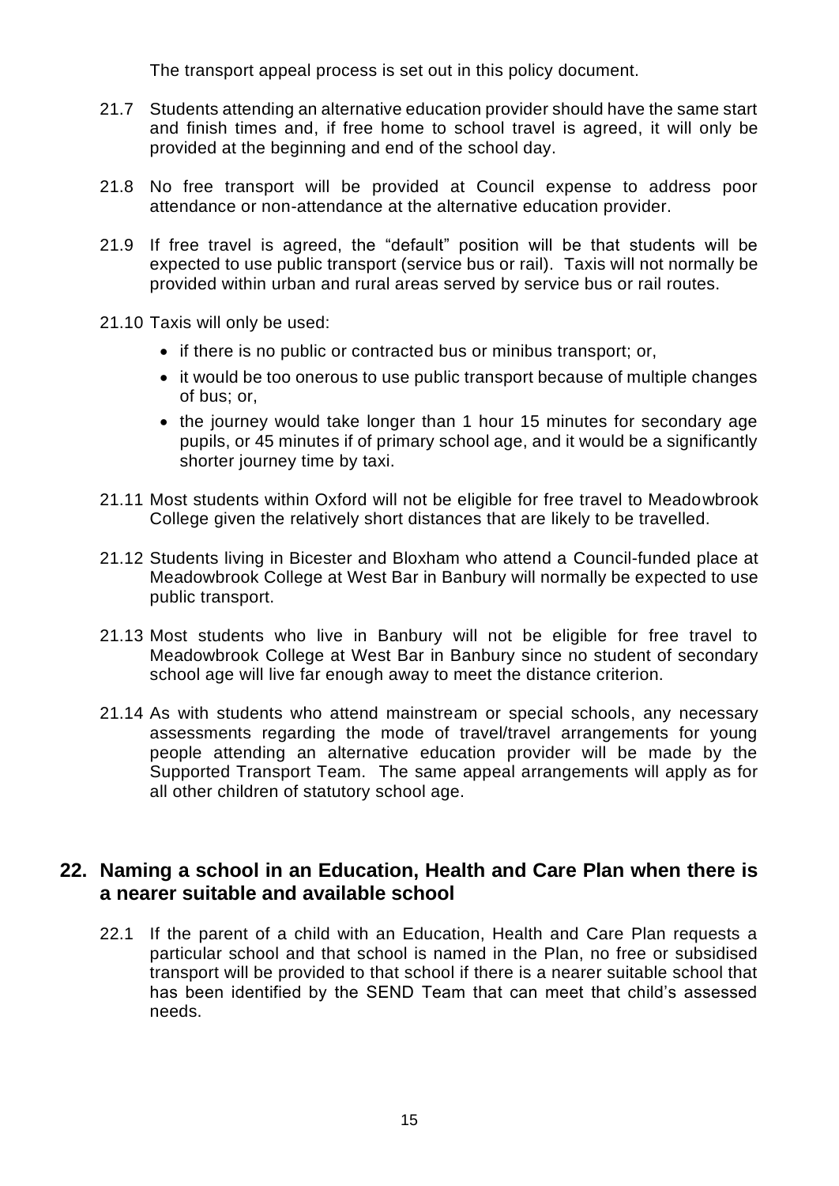The transport appeal process is set out in this policy document.

21.7 Students attending an alternative education provider should have the same start and finish times and, if free home to school travel is agreed, it will only be provided at the beginning and end of the school day.

21.8 No free transport will be provided at Council expense to address poor attendance or non-attendance at the alternative education provider.

21.9 If free travel is agreed, the "default" position will be that students will be expected to use public transport (service bus or rail). Taxis will not normally be provided within urban and rural areas served by service bus or rail routes.

21.10 Taxis will only be used:

- if there is no public or contracted bus or minibus transport; or,
- it would be too onerous to use public transport because of multiple changes of bus; or,
- the journey would take longer than 1 hour 15 minutes for secondary age pupils, or 45 minutes if of primary school age, and it would be a significantly shorter journey time by taxi.

21.11 Most students within Oxford will not be eligible for free travel to Meadowbrook College given the relatively short distances that are likely to be travelled.

21.12 Students living in Bicester and Bloxham who attend a Council-funded place at Meadowbrook College at West Bar in Banbury will normally be expected to use public transport.

21.13 Most students who live in Banbury will not be eligible for free travel to Meadowbrook College at West Bar in Banbury since no student of secondary school age will live far enough away to meet the distance criterion.

21.14 As with students who attend mainstream or special schools, any necessary assessments regarding the mode of travel/travel arrangements for young people attending an alternative education provider will be made by the Supported Transport Team. The same appeal arrangements will apply as for all other children of statutory school age.

## 22. Naming a school in an Education, Health and Care Plan when there is a nearer suitable and available school

22.1 If the parent of a child with an Education, Health and Care Plan requests a particular school and that school is named in the Plan, no free or subsidised transport will be provided to that school if there is a nearer suitable school that has been identified by the SEND Team that can meet that child's assessed needs.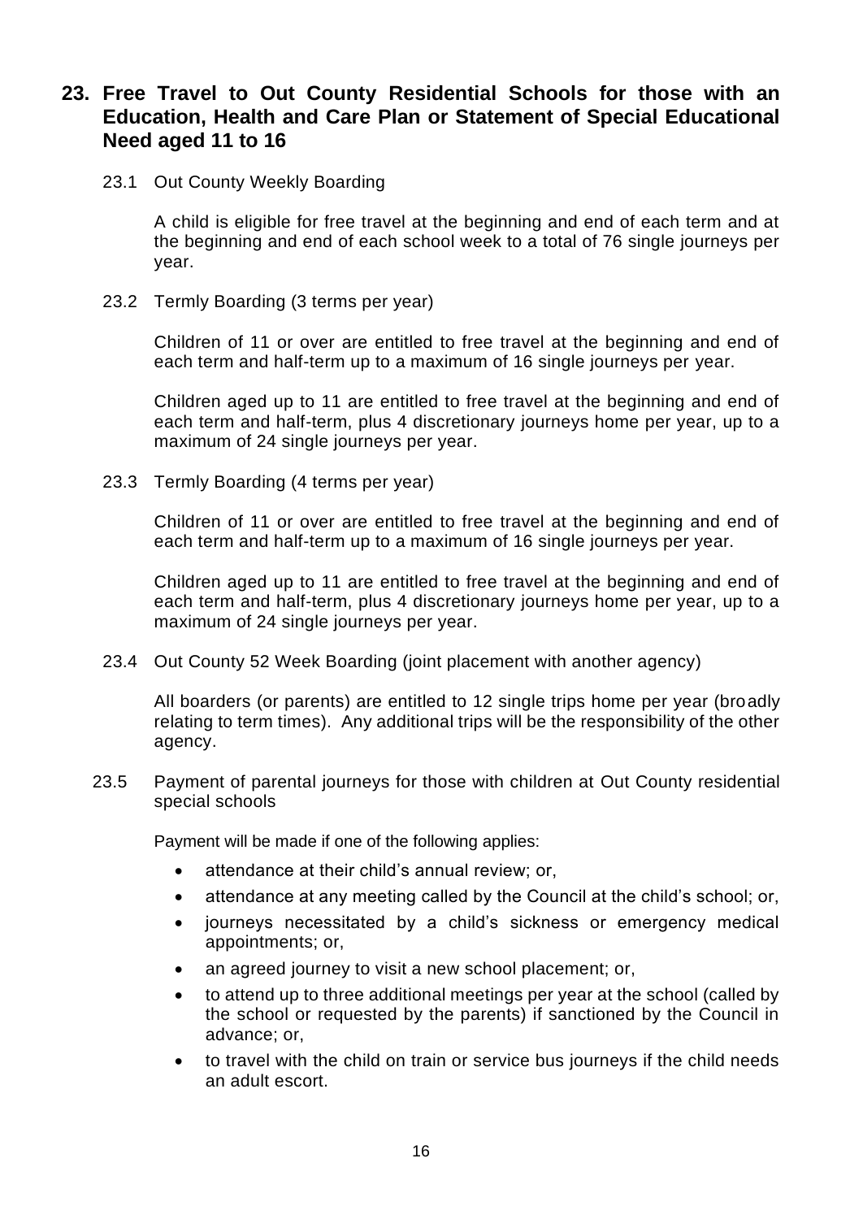## 23. Free Travel to Out County Residential Schools for those with an Education, Health and Care Plan or Statement of Special Educational Need aged 11 to 16

### 23.1 Out County Weekly Boarding

A child is eligible for free travel at the beginning and end of each term and at the beginning and end of each school week to a total of 76 single journeys per year.

### 23.2 Termly Boarding (3 terms per year)

Children of 11 or over are entitled to free travel at the beginning and end of each term and half-term up to a maximum of 16 single journeys per year.

Children aged up to 11 are entitled to free travel at the beginning and end of each term and half-term, plus 4 discretionary journeys home per year, up to a maximum of 24 single journeys per year.

### 23.3 Termly Boarding (4 terms per year)

Children of 11 or over are entitled to free travel at the beginning and end of each term and half-term up to a maximum of 16 single journeys per year.

Children aged up to 11 are entitled to free travel at the beginning and end of each term and half-term, plus 4 discretionary journeys home per year, up to a maximum of 24 single journeys per year.

### 23.4 Out County 52 Week Boarding (joint placement with another agency)

All boarders (or parents) are entitled to 12 single trips home per year (broadly relating to term times). Any additional trips will be the responsibility of the other agency.

### 23.5 Payment of parental journeys for those with children at Out County residential special schools

Payment will be made if one of the following applies:

- attendance at their child's annual review; or,
- attendance at any meeting called by the Council at the child's school; or,
- journeys necessitated by a child's sickness or emergency medical appointments; or,
- an agreed journey to visit a new school placement; or,
- to attend up to three additional meetings per year at the school (called by the school or requested by the parents) if sanctioned by the Council in advance; or,
- to travel with the child on train or service bus journeys if the child needs an adult escort.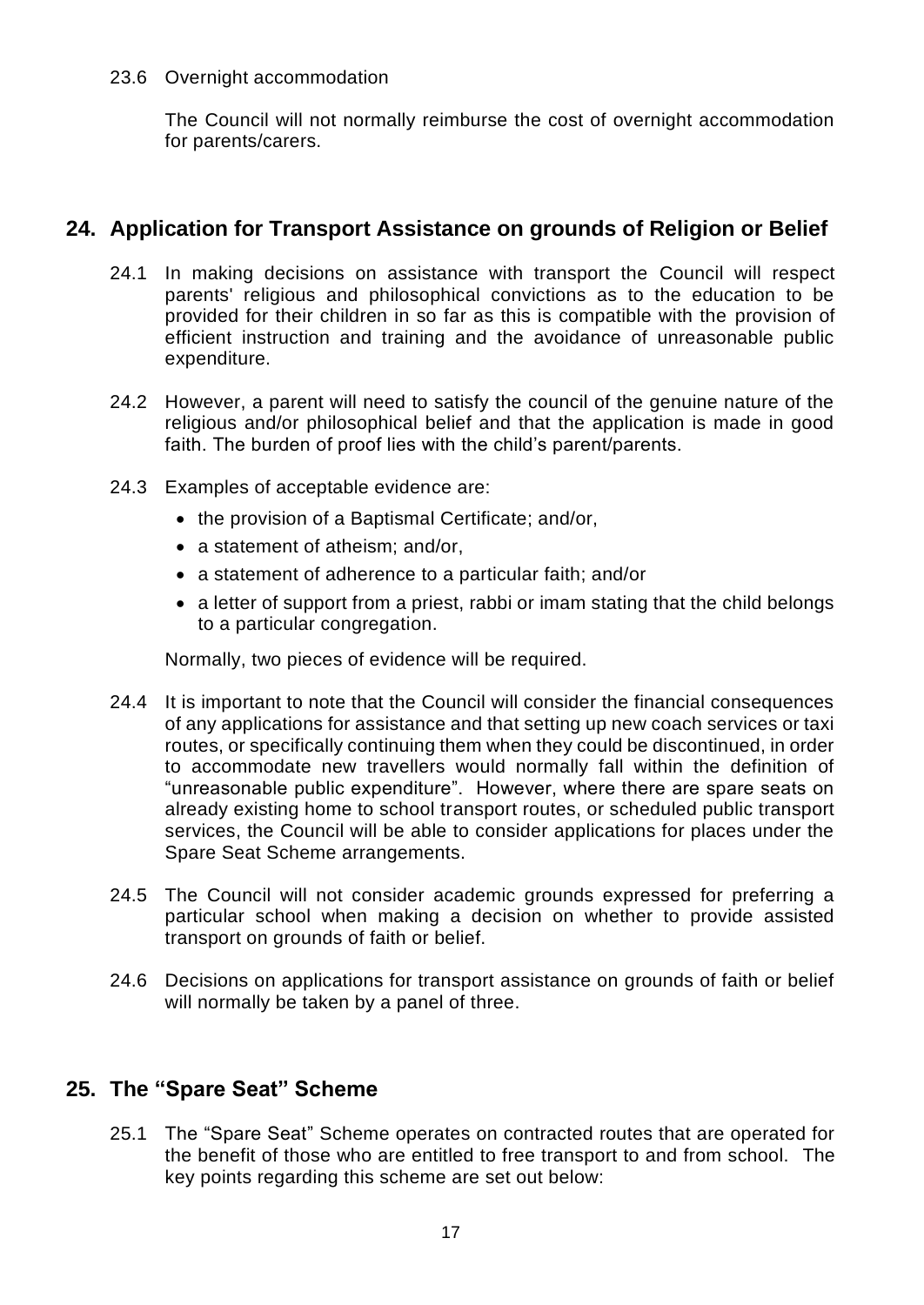23.6 Overnight accommodation

The Council will not normally reimburse the cost of overnight accommodation for parents/carers.

## 24. Application for Transport Assistance on grounds of Religion or Belief

24.1 In making decisions on assistance with transport the Council will respect parents' religious and philosophical convictions as to the education to be provided for their children in so far as this is compatible with the provision of efficient instruction and training and the avoidance of unreasonable public expenditure.

24.2 However, a parent will need to satisfy the council of the genuine nature of the religious and/or philosophical belief and that the application is made in good faith. The burden of proof lies with the child's parent/parents.

24.3 Examples of acceptable evidence are:

- the provision of a Baptismal Certificate; and/or,
- a statement of atheism; and/or,
- a statement of adherence to a particular faith; and/or
- a letter of support from a priest, rabbi or imam stating that the child belongs to a particular congregation.

Normally, two pieces of evidence will be required.

24.4 It is important to note that the Council will consider the financial consequences of any applications for assistance and that setting up new coach services or taxi routes, or specifically continuing them when they could be discontinued, in order to accommodate new travellers would normally fall within the definition of "unreasonable public expenditure". However, where there are spare seats on already existing home to school transport routes, or scheduled public transport services, the Council will be able to consider applications for places under the Spare Seat Scheme arrangements.

24.5 The Council will not consider academic grounds expressed for preferring a particular school when making a decision on whether to provide assisted transport on grounds of faith or belief.

24.6 Decisions on applications for transport assistance on grounds of faith or belief will normally be taken by a panel of three.

## 25. The "Spare Seat" Scheme

25.1 The "Spare Seat" Scheme operates on contracted routes that are operated for the benefit of those who are entitled to free transport to and from school. The key points regarding this scheme are set out below: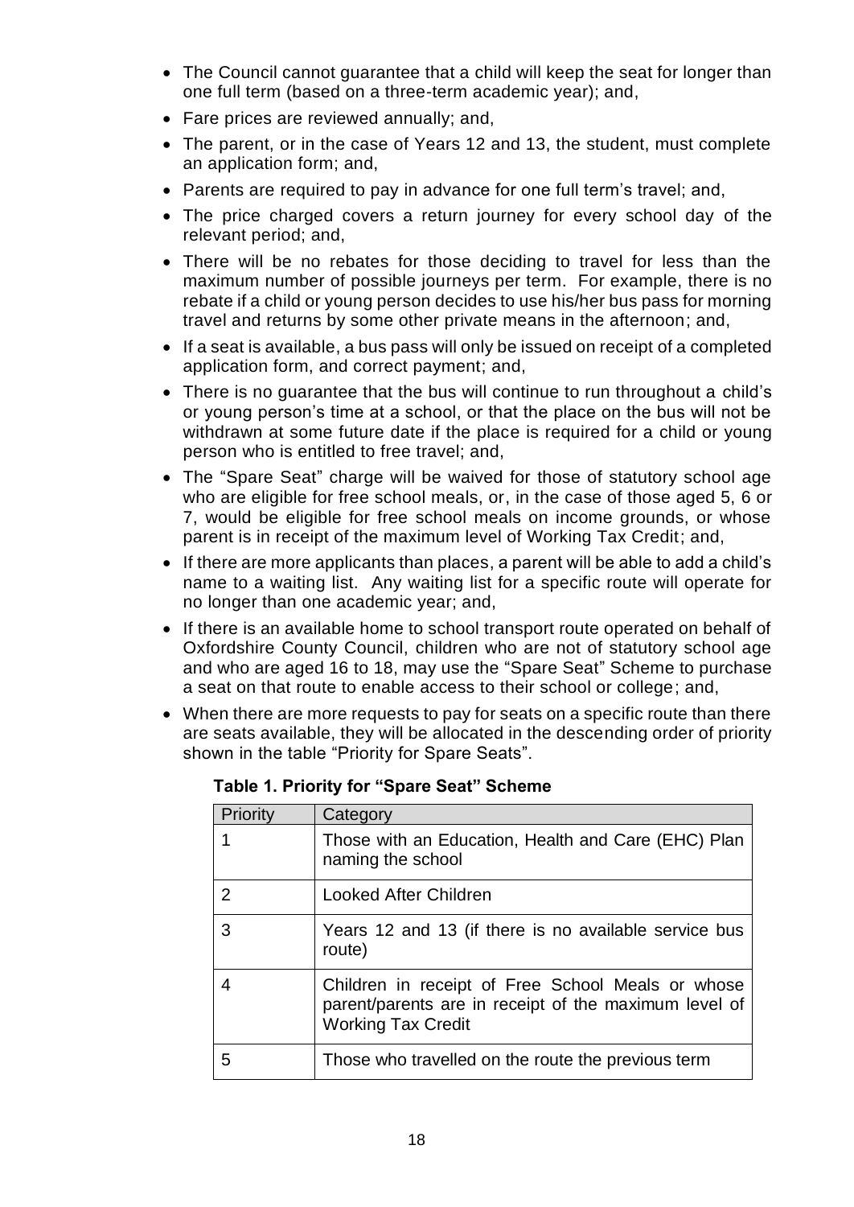- The Council cannot guarantee that a child will keep the seat for longer than one full term (based on a three-term academic year); and,
- Fare prices are reviewed annually; and,
- The parent, or in the case of Years 12 and 13, the student, must complete an application form; and,
- Parents are required to pay in advance for one full term's travel; and,
- The price charged covers a return journey for every school day of the relevant period; and,
- There will be no rebates for those deciding to travel for less than the maximum number of possible journeys per term. For example, there is no rebate if a child or young person decides to use his/her bus pass for morning travel and returns by some other private means in the afternoon; and,
- If a seat is available, a bus pass will only be issued on receipt of a completed application form, and correct payment; and,
- There is no guarantee that the bus will continue to run throughout a child's or young person's time at a school, or that the place on the bus will not be withdrawn at some future date if the place is required for a child or young person who is entitled to free travel; and,
- The "Spare Seat" charge will be waived for those of statutory school age who are eligible for free school meals, or, in the case of those aged 5, 6 or 7, would be eligible for free school meals on income grounds, or whose parent is in receipt of the maximum level of Working Tax Credit; and,
- If there are more applicants than places, a parent will be able to add a child's name to a waiting list. Any waiting list for a specific route will operate for no longer than one academic year; and,
- If there is an available home to school transport route operated on behalf of Oxfordshire County Council, children who are not of statutory school age and who are aged 16 to 18, may use the "Spare Seat" Scheme to purchase a seat on that route to enable access to their school or college; and,
- When there are more requests to pay for seats on a specific route than there are seats available, they will be allocated in the descending order of priority shown in the table "Priority for Spare Seats".

**Table 1. Priority for "Spare Seat" Scheme**

| Priority | Category |
|---|---|
| 1 | Those with an Education, Health and Care (EHC) Plan naming the school |
| 2 | Looked After Children |
| 3 | Years 12 and 13 (if there is no available service bus route) |
| 4 | Children in receipt of Free School Meals or whose parent/parents are in receipt of the maximum level of Working Tax Credit |
| 5 | Those who travelled on the route the previous term |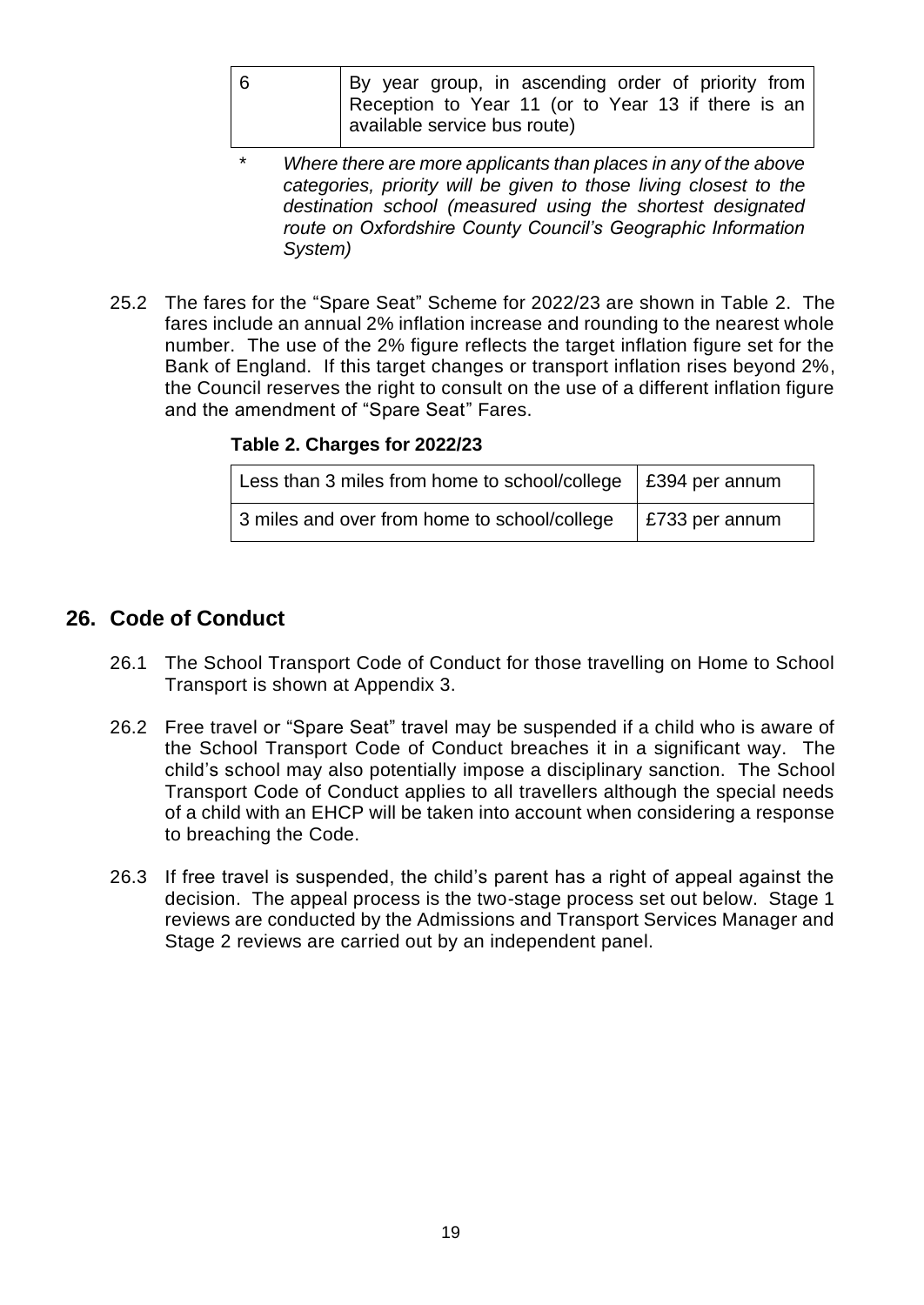| 6 | By year group, in ascending order of priority from Reception to Year 11 (or to Year 13 if there is an available service bus route) |
|---|---|

\* *Where there are more applicants than places in any of the above categories, priority will be given to those living closest to the destination school (measured using the shortest designated route on Oxfordshire County Council's Geographic Information System)*

25.2 The fares for the "Spare Seat" Scheme for 2022/23 are shown in Table 2. The fares include an annual 2% inflation increase and rounding to the nearest whole number. The use of the 2% figure reflects the target inflation figure set for the Bank of England. If this target changes or transport inflation rises beyond 2%, the Council reserves the right to consult on the use of a different inflation figure and the amendment of "Spare Seat" Fares.

**Table 2. Charges for 2022/23**

| Less than 3 miles from home to school/college | £394 per annum |
|---|---|
| 3 miles and over from home to school/college | £733 per annum |

## 26. Code of Conduct

26.1 The School Transport Code of Conduct for those travelling on Home to School Transport is shown at Appendix 3.

26.2 Free travel or "Spare Seat" travel may be suspended if a child who is aware of the School Transport Code of Conduct breaches it in a significant way. The child's school may also potentially impose a disciplinary sanction. The School Transport Code of Conduct applies to all travellers although the special needs of a child with an EHCP will be taken into account when considering a response to breaching the Code.

26.3 If free travel is suspended, the child's parent has a right of appeal against the decision. The appeal process is the two-stage process set out below. Stage 1 reviews are conducted by the Admissions and Transport Services Manager and Stage 2 reviews are carried out by an independent panel.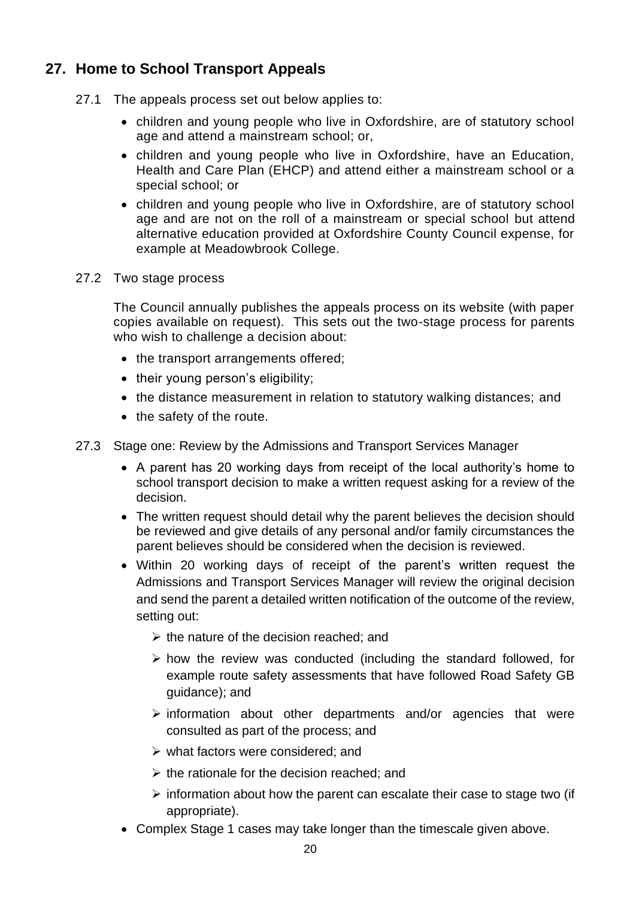## 27. Home to School Transport Appeals

27.1 The appeals process set out below applies to:

- children and young people who live in Oxfordshire, are of statutory school age and attend a mainstream school; or,
- children and young people who live in Oxfordshire, have an Education, Health and Care Plan (EHCP) and attend either a mainstream school or a special school; or
- children and young people who live in Oxfordshire, are of statutory school age and are not on the roll of a mainstream or special school but attend alternative education provided at Oxfordshire County Council expense, for example at Meadowbrook College.

27.2 Two stage process

The Council annually publishes the appeals process on its website (with paper copies available on request). This sets out the two-stage process for parents who wish to challenge a decision about:

- the transport arrangements offered;
- their young person's eligibility;
- the distance measurement in relation to statutory walking distances; and
- the safety of the route.

27.3 Stage one: Review by the Admissions and Transport Services Manager

- A parent has 20 working days from receipt of the local authority's home to school transport decision to make a written request asking for a review of the decision.
- The written request should detail why the parent believes the decision should be reviewed and give details of any personal and/or family circumstances the parent believes should be considered when the decision is reviewed.
- Within 20 working days of receipt of the parent's written request the Admissions and Transport Services Manager will review the original decision and send the parent a detailed written notification of the outcome of the review, setting out:
    - the nature of the decision reached; and
    - how the review was conducted (including the standard followed, for example route safety assessments that have followed Road Safety GB guidance); and
    - information about other departments and/or agencies that were consulted as part of the process; and
    - what factors were considered; and
    - the rationale for the decision reached; and
    - information about how the parent can escalate their case to stage two (if appropriate).
- Complex Stage 1 cases may take longer than the timescale given above.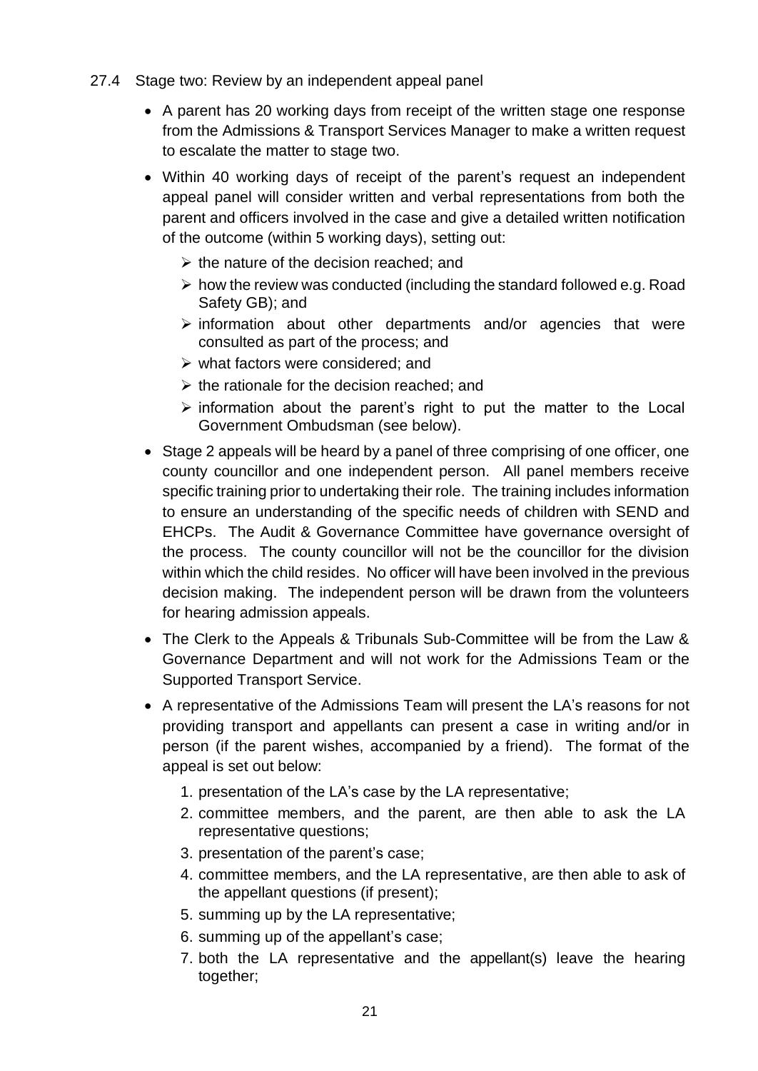27.4 Stage two: Review by an independent appeal panel

- A parent has 20 working days from receipt of the written stage one response from the Admissions & Transport Services Manager to make a written request to escalate the matter to stage two.
- Within 40 working days of receipt of the parent's request an independent appeal panel will consider written and verbal representations from both the parent and officers involved in the case and give a detailed written notification of the outcome (within 5 working days), setting out:
  - the nature of the decision reached; and
  - how the review was conducted (including the standard followed e.g. Road Safety GB); and
  - information about other departments and/or agencies that were consulted as part of the process; and
  - what factors were considered; and
  - the rationale for the decision reached; and
  - information about the parent's right to put the matter to the Local Government Ombudsman (see below).
- Stage 2 appeals will be heard by a panel of three comprising of one officer, one county councillor and one independent person. All panel members receive specific training prior to undertaking their role. The training includes information to ensure an understanding of the specific needs of children with SEND and EHCPs. The Audit & Governance Committee have governance oversight of the process. The county councillor will not be the councillor for the division within which the child resides. No officer will have been involved in the previous decision making. The independent person will be drawn from the volunteers for hearing admission appeals.
- The Clerk to the Appeals & Tribunals Sub-Committee will be from the Law & Governance Department and will not work for the Admissions Team or the Supported Transport Service.
- A representative of the Admissions Team will present the LA's reasons for not providing transport and appellants can present a case in writing and/or in person (if the parent wishes, accompanied by a friend). The format of the appeal is set out below:
  1. presentation of the LA's case by the LA representative;
  2. committee members, and the parent, are then able to ask the LA representative questions;
  3. presentation of the parent's case;
  4. committee members, and the LA representative, are then able to ask of the appellant questions (if present);
  5. summing up by the LA representative;
  6. summing up of the appellant's case;
  7. both the LA representative and the appellant(s) leave the hearing together;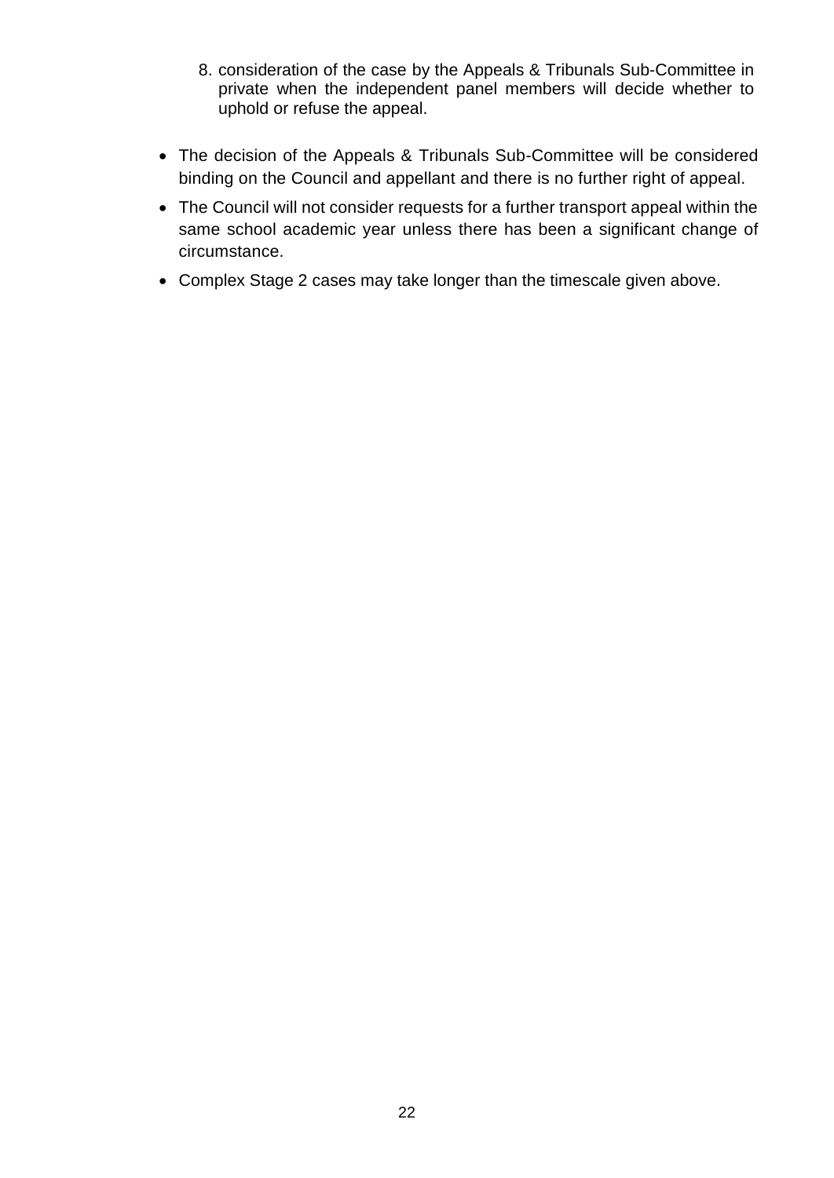8. consideration of the case by the Appeals & Tribunals Sub-Committee in private when the independent panel members will decide whether to uphold or refuse the appeal.

- The decision of the Appeals & Tribunals Sub-Committee will be considered binding on the Council and appellant and there is no further right of appeal.
- The Council will not consider requests for a further transport appeal within the same school academic year unless there has been a significant change of circumstance.
- Complex Stage 2 cases may take longer than the timescale given above.